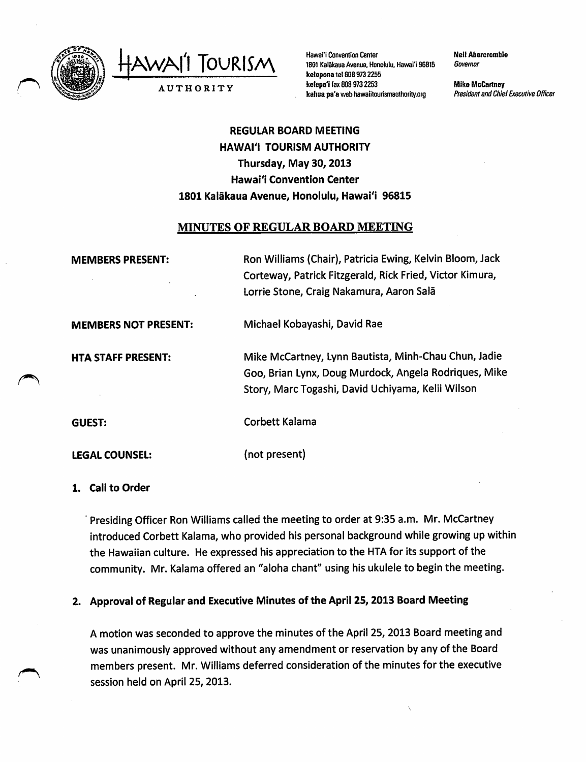HAWAI'I TOURISM AUTHORITY

Hawai'i Convention Center
1801 Kalākaua Avenue, Honolulu, Hawai'i 96815
kelepona tel 808 973 2255
kelepa'i fax 808 973 2253
kahua pa'a web hawaiitourismauthority.org

Neil Abercrombie
*Governor*

Mike McCartney
*President and Chief Executive Officer*

# REGULAR BOARD MEETING
# HAWAI'I TOURISM AUTHORITY
## Thursday, May 30, 2013
## Hawai'i Convention Center
## 1801 Kalākaua Avenue, Honolulu, Hawai'i 96815

## MINUTES OF REGULAR BOARD MEETING

**MEMBERS PRESENT:** Ron Williams (Chair), Patricia Ewing, Kelvin Bloom, Jack Corteway, Patrick Fitzgerald, Rick Fried, Victor Kimura, Lorrie Stone, Craig Nakamura, Aaron Salā

**MEMBERS NOT PRESENT:** Michael Kobayashi, David Rae

**HTA STAFF PRESENT:** Mike McCartney, Lynn Bautista, Minh-Chau Chun, Jadie Goo, Brian Lynx, Doug Murdock, Angela Rodriques, Mike Story, Marc Togashi, David Uchiyama, Kelii Wilson

**GUEST:** Corbett Kalama

**LEGAL COUNSEL:** (not present)

### 1. Call to Order

Presiding Officer Ron Williams called the meeting to order at 9:35 a.m. Mr. McCartney introduced Corbett Kalama, who provided his personal background while growing up within the Hawaiian culture. He expressed his appreciation to the HTA for its support of the community. Mr. Kalama offered an "aloha chant" using his ukulele to begin the meeting.

### 2. Approval of Regular and Executive Minutes of the April 25, 2013 Board Meeting

A motion was seconded to approve the minutes of the April 25, 2013 Board meeting and was unanimously approved without any amendment or reservation by any of the Board members present. Mr. Williams deferred consideration of the minutes for the executive session held on April 25, 2013.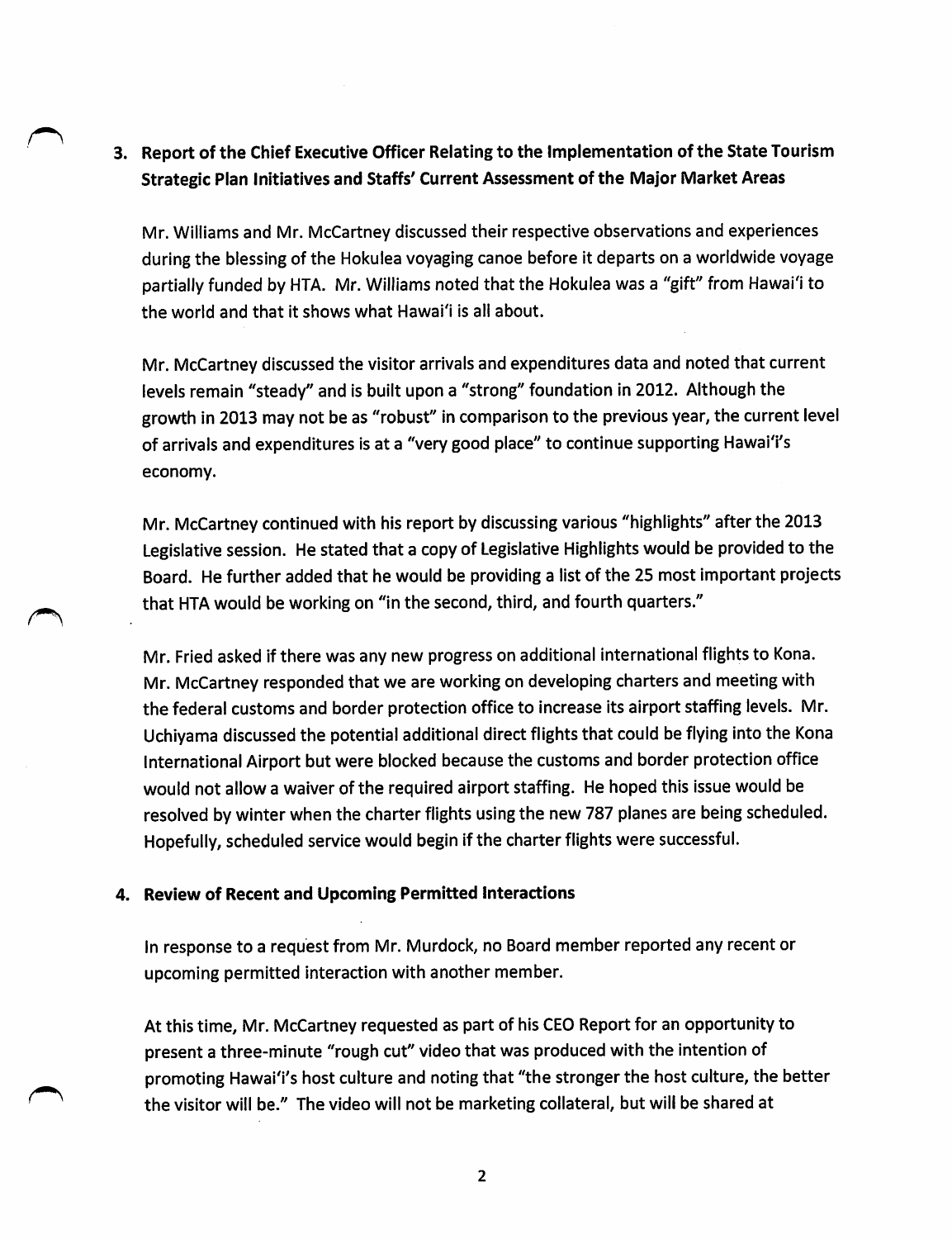## 3. Report of the Chief Executive Officer Relating to the Implementation of the State Tourism Strategic Plan Initiatives and Staffs' Current Assessment of the Major Market Areas

Mr. Williams and Mr. McCartney discussed their respective observations and experiences during the blessing of the Hokulea voyaging canoe before it departs on a worldwide voyage partially funded by HTA. Mr. Williams noted that the Hokulea was a "gift" from Hawai'i to the world and that it shows what Hawai'i is all about.

Mr. McCartney discussed the visitor arrivals and expenditures data and noted that current levels remain "steady" and is built upon a "strong" foundation in 2012. Although the growth in 2013 may not be as "robust" in comparison to the previous year, the current level of arrivals and expenditures is at a "very good place" to continue supporting Hawai'i's economy.

Mr. McCartney continued with his report by discussing various "highlights" after the 2013 Legislative session. He stated that a copy of Legislative Highlights would be provided to the Board. He further added that he would be providing a list of the 25 most important projects that HTA would be working on "in the second, third, and fourth quarters."

Mr. Fried asked if there was any new progress on additional international flights to Kona. Mr. McCartney responded that we are working on developing charters and meeting with the federal customs and border protection office to increase its airport staffing levels. Mr. Uchiyama discussed the potential additional direct flights that could be flying into the Kona International Airport but were blocked because the customs and border protection office would not allow a waiver of the required airport staffing. He hoped this issue would be resolved by winter when the charter flights using the new 787 planes are being scheduled. Hopefully, scheduled service would begin if the charter flights were successful.

## 4. Review of Recent and Upcoming Permitted Interactions

In response to a request from Mr. Murdock, no Board member reported any recent or upcoming permitted interaction with another member.

At this time, Mr. McCartney requested as part of his CEO Report for an opportunity to present a three-minute "rough cut" video that was produced with the intention of promoting Hawai'i's host culture and noting that "the stronger the host culture, the better the visitor will be." The video will not be marketing collateral, but will be shared at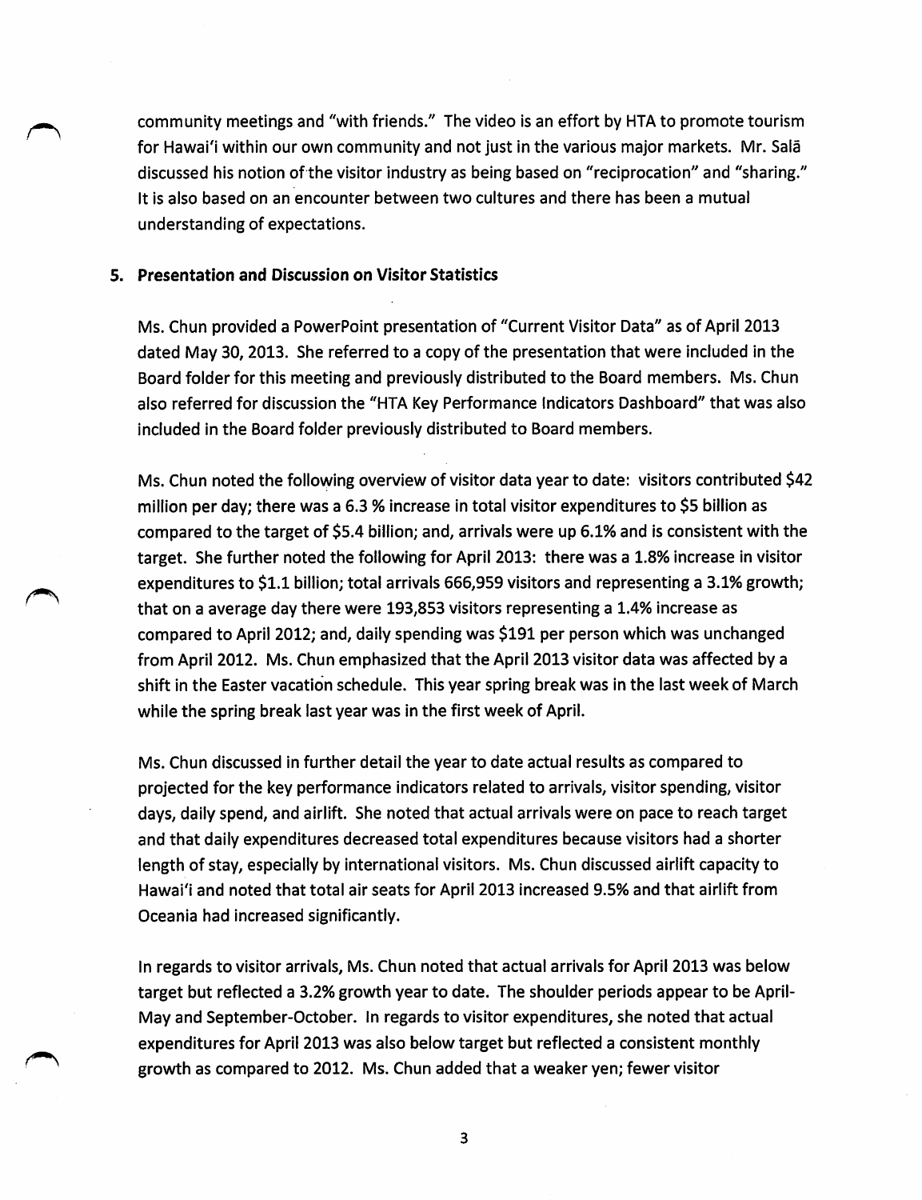community meetings and "with friends." The video is an effort by HTA to promote tourism for Hawai'i within our own community and not just in the various major markets. Mr. Salā discussed his notion of the visitor industry as being based on "reciprocation" and "sharing." It is also based on an encounter between two cultures and there has been a mutual understanding of expectations.

**5. Presentation and Discussion on Visitor Statistics**

Ms. Chun provided a PowerPoint presentation of "Current Visitor Data" as of April 2013 dated May 30, 2013. She referred to a copy of the presentation that were included in the Board folder for this meeting and previously distributed to the Board members. Ms. Chun also referred for discussion the "HTA Key Performance Indicators Dashboard" that was also included in the Board folder previously distributed to Board members.

Ms. Chun noted the following overview of visitor data year to date: visitors contributed $42 million per day; there was a 6.3 % increase in total visitor expenditures to $5 billion as compared to the target of $5.4 billion; and, arrivals were up 6.1% and is consistent with the target. She further noted the following for April 2013: there was a 1.8% increase in visitor expenditures to $1.1 billion; total arrivals 666,959 visitors and representing a 3.1% growth; that on a average day there were 193,853 visitors representing a 1.4% increase as compared to April 2012; and, daily spending was $191 per person which was unchanged from April 2012. Ms. Chun emphasized that the April 2013 visitor data was affected by a shift in the Easter vacation schedule. This year spring break was in the last week of March while the spring break last year was in the first week of April.

Ms. Chun discussed in further detail the year to date actual results as compared to projected for the key performance indicators related to arrivals, visitor spending, visitor days, daily spend, and airlift. She noted that actual arrivals were on pace to reach target and that daily expenditures decreased total expenditures because visitors had a shorter length of stay, especially by international visitors. Ms. Chun discussed airlift capacity to Hawai'i and noted that total air seats for April 2013 increased 9.5% and that airlift from Oceania had increased significantly.

In regards to visitor arrivals, Ms. Chun noted that actual arrivals for April 2013 was below target but reflected a 3.2% growth year to date. The shoulder periods appear to be April-May and September-October. In regards to visitor expenditures, she noted that actual expenditures for April 2013 was also below target but reflected a consistent monthly growth as compared to 2012. Ms. Chun added that a weaker yen; fewer visitor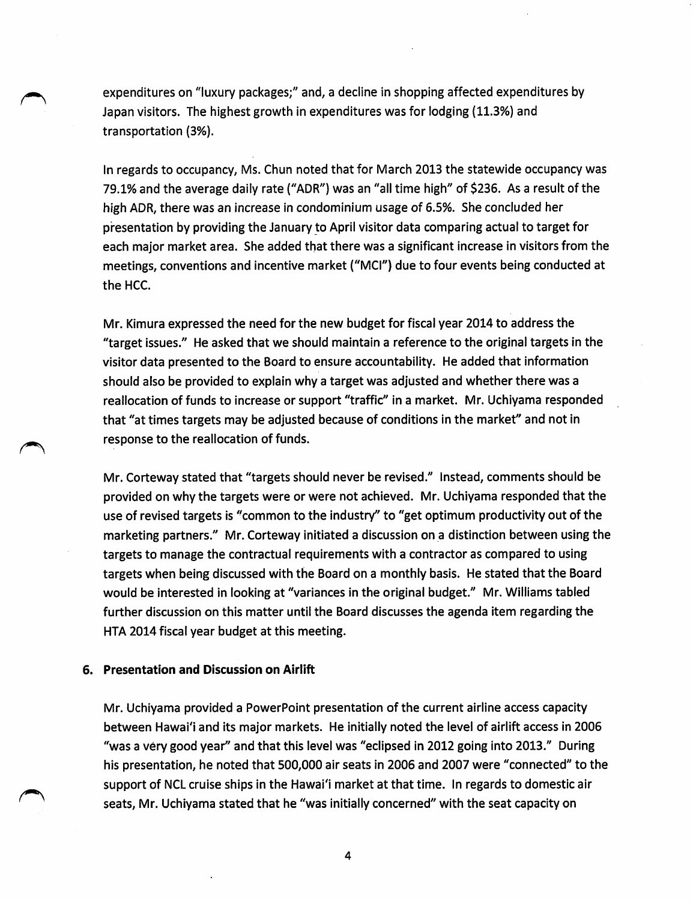expenditures on "luxury packages;" and, a decline in shopping affected expenditures by Japan visitors. The highest growth in expenditures was for lodging (11.3%) and transportation (3%).

In regards to occupancy, Ms. Chun noted that for March 2013 the statewide occupancy was 79.1% and the average daily rate ("ADR") was an "all time high" of $236. As a result of the high ADR, there was an increase in condominium usage of 6.5%. She concluded her presentation by providing the January to April visitor data comparing actual to target for each major market area. She added that there was a significant increase in visitors from the meetings, conventions and incentive market ("MCI") due to four events being conducted at the HCC.

Mr. Kimura expressed the need for the new budget for fiscal year 2014 to address the "target issues." He asked that we should maintain a reference to the original targets in the visitor data presented to the Board to ensure accountability. He added that information should also be provided to explain why a target was adjusted and whether there was a reallocation of funds to increase or support "traffic" in a market. Mr. Uchiyama responded that "at times targets may be adjusted because of conditions in the market" and not in response to the reallocation of funds.

Mr. Corteway stated that "targets should never be revised." Instead, comments should be provided on why the targets were or were not achieved. Mr. Uchiyama responded that the use of revised targets is "common to the industry" to "get optimum productivity out of the marketing partners." Mr. Corteway initiated a discussion on a distinction between using the targets to manage the contractual requirements with a contractor as compared to using targets when being discussed with the Board on a monthly basis. He stated that the Board would be interested in looking at "variances in the original budget." Mr. Williams tabled further discussion on this matter until the Board discusses the agenda item regarding the HTA 2014 fiscal year budget at this meeting.

### 6. Presentation and Discussion on Airlift

Mr. Uchiyama provided a PowerPoint presentation of the current airline access capacity between Hawai'i and its major markets. He initially noted the level of airlift access in 2006 "was a very good year" and that this level was "eclipsed in 2012 going into 2013." During his presentation, he noted that 500,000 air seats in 2006 and 2007 were "connected" to the support of NCL cruise ships in the Hawai'i market at that time. In regards to domestic air seats, Mr. Uchiyama stated that he "was initially concerned" with the seat capacity on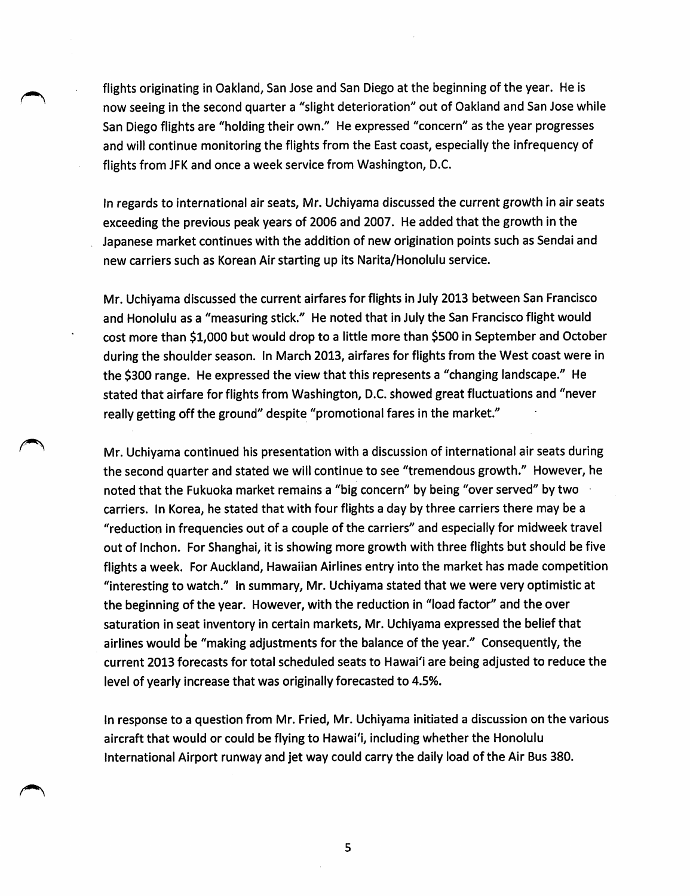flights originating in Oakland, San Jose and San Diego at the beginning of the year. He is now seeing in the second quarter a "slight deterioration" out of Oakland and San Jose while San Diego flights are "holding their own." He expressed "concern" as the year progresses and will continue monitoring the flights from the East coast, especially the infrequency of flights from JFK and once a week service from Washington, D.C.

In regards to international air seats, Mr. Uchiyama discussed the current growth in air seats exceeding the previous peak years of 2006 and 2007. He added that the growth in the Japanese market continues with the addition of new origination points such as Sendai and new carriers such as Korean Air starting up its Narita/Honolulu service.

Mr. Uchiyama discussed the current airfares for flights in July 2013 between San Francisco and Honolulu as a "measuring stick." He noted that in July the San Francisco flight would cost more than $1,000 but would drop to a little more than $500 in September and October during the shoulder season. In March 2013, airfares for flights from the West coast were in the $300 range. He expressed the view that this represents a "changing landscape." He stated that airfare for flights from Washington, D.C. showed great fluctuations and "never really getting off the ground" despite "promotional fares in the market."

Mr. Uchiyama continued his presentation with a discussion of international air seats during the second quarter and stated we will continue to see "tremendous growth." However, he noted that the Fukuoka market remains a "big concern" by being "over served" by two carriers. In Korea, he stated that with four flights a day by three carriers there may be a "reduction in frequencies out of a couple of the carriers" and especially for midweek travel out of Inchon. For Shanghai, it is showing more growth with three flights but should be five flights a week. For Auckland, Hawaiian Airlines entry into the market has made competition "interesting to watch." In summary, Mr. Uchiyama stated that we were very optimistic at the beginning of the year. However, with the reduction in "load factor" and the over saturation in seat inventory in certain markets, Mr. Uchiyama expressed the belief that airlines would be "making adjustments for the balance of the year." Consequently, the current 2013 forecasts for total scheduled seats to Hawai'i are being adjusted to reduce the level of yearly increase that was originally forecasted to 4.5%.

In response to a question from Mr. Fried, Mr. Uchiyama initiated a discussion on the various aircraft that would or could be flying to Hawai'i, including whether the Honolulu International Airport runway and jet way could carry the daily load of the Air Bus 380.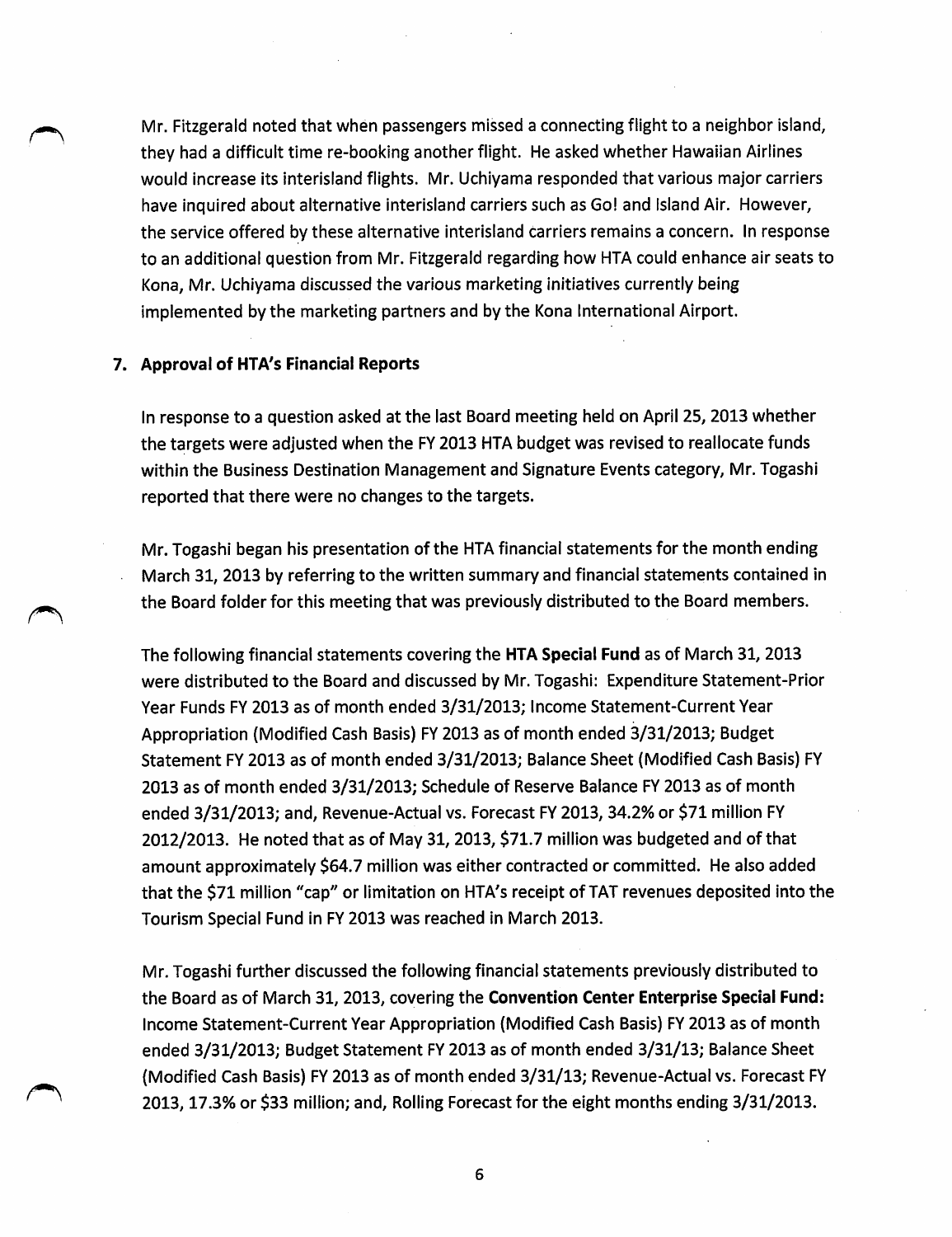Mr. Fitzgerald noted that when passengers missed a connecting flight to a neighbor island, they had a difficult time re-booking another flight. He asked whether Hawaiian Airlines would increase its interisland flights. Mr. Uchiyama responded that various major carriers have inquired about alternative interisland carriers such as Go! and Island Air. However, the service offered by these alternative interisland carriers remains a concern. In response to an additional question from Mr. Fitzgerald regarding how HTA could enhance air seats to Kona, Mr. Uchiyama discussed the various marketing initiatives currently being implemented by the marketing partners and by the Kona International Airport.

**7. Approval of HTA's Financial Reports**

In response to a question asked at the last Board meeting held on April 25, 2013 whether the targets were adjusted when the FY 2013 HTA budget was revised to reallocate funds within the Business Destination Management and Signature Events category, Mr. Togashi reported that there were no changes to the targets.

Mr. Togashi began his presentation of the HTA financial statements for the month ending March 31, 2013 by referring to the written summary and financial statements contained in the Board folder for this meeting that was previously distributed to the Board members.

The following financial statements covering the **HTA Special Fund** as of March 31, 2013 were distributed to the Board and discussed by Mr. Togashi: Expenditure Statement-Prior Year Funds FY 2013 as of month ended 3/31/2013; Income Statement-Current Year Appropriation (Modified Cash Basis) FY 2013 as of month ended 3/31/2013; Budget Statement FY 2013 as of month ended 3/31/2013; Balance Sheet (Modified Cash Basis) FY 2013 as of month ended 3/31/2013; Schedule of Reserve Balance FY 2013 as of month ended 3/31/2013; and, Revenue-Actual vs. Forecast FY 2013, 34.2% or $71 million FY 2012/2013. He noted that as of May 31, 2013, $71.7 million was budgeted and of that amount approximately $64.7 million was either contracted or committed. He also added that the $71 million "cap" or limitation on HTA's receipt of TAT revenues deposited into the Tourism Special Fund in FY 2013 was reached in March 2013.

Mr. Togashi further discussed the following financial statements previously distributed to the Board as of March 31, 2013, covering the **Convention Center Enterprise Special Fund:** Income Statement-Current Year Appropriation (Modified Cash Basis) FY 2013 as of month ended 3/31/2013; Budget Statement FY 2013 as of month ended 3/31/13; Balance Sheet (Modified Cash Basis) FY 2013 as of month ended 3/31/13; Revenue-Actual vs. Forecast FY 2013, 17.3% or $33 million; and, Rolling Forecast for the eight months ending 3/31/2013.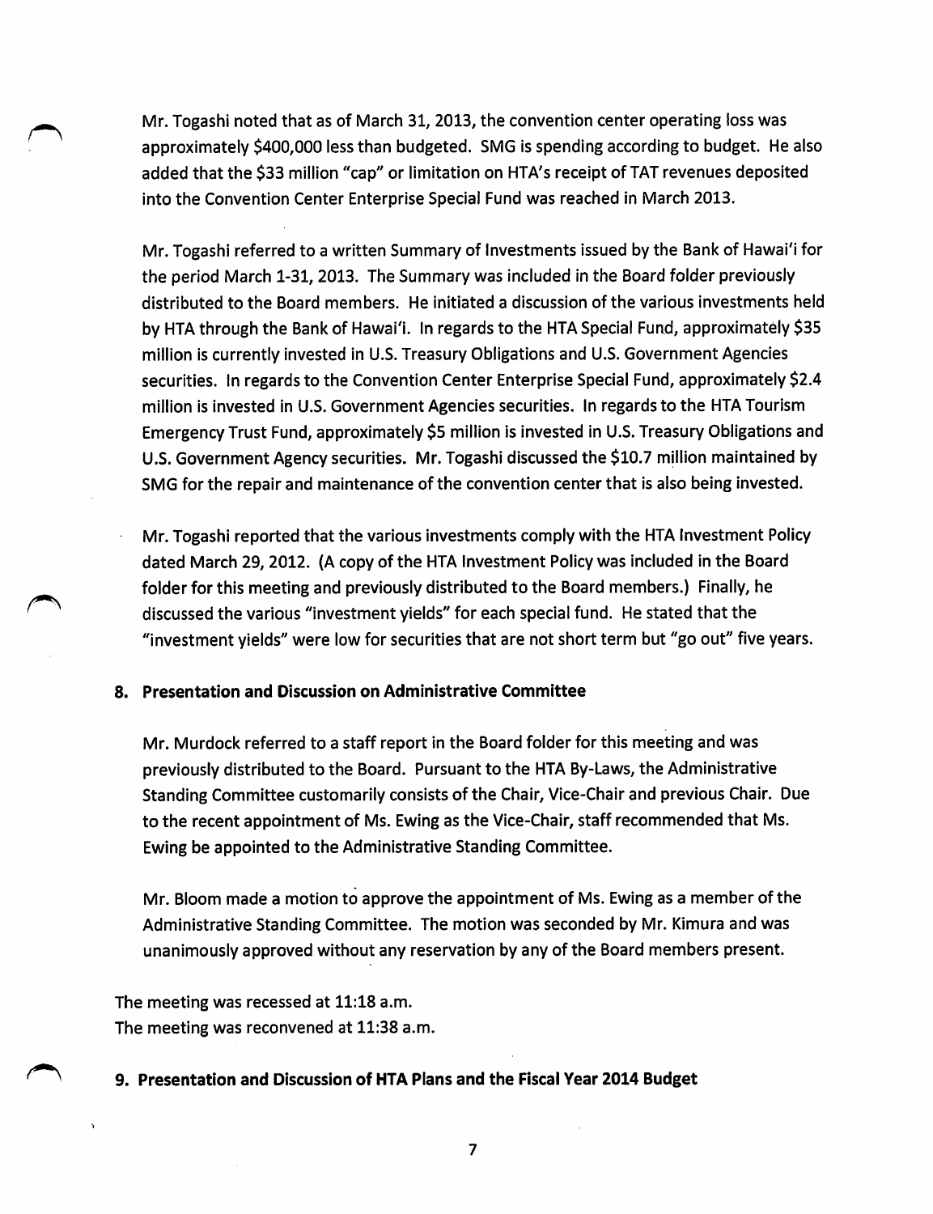Mr. Togashi noted that as of March 31, 2013, the convention center operating loss was approximately $400,000 less than budgeted. SMG is spending according to budget. He also added that the $33 million "cap" or limitation on HTA's receipt of TAT revenues deposited into the Convention Center Enterprise Special Fund was reached in March 2013.

Mr. Togashi referred to a written Summary of Investments issued by the Bank of Hawai'i for the period March 1-31, 2013. The Summary was included in the Board folder previously distributed to the Board members. He initiated a discussion of the various investments held by HTA through the Bank of Hawai'i. In regards to the HTA Special Fund, approximately $35 million is currently invested in U.S. Treasury Obligations and U.S. Government Agencies securities. In regards to the Convention Center Enterprise Special Fund, approximately $2.4 million is invested in U.S. Government Agencies securities. In regards to the HTA Tourism Emergency Trust Fund, approximately $5 million is invested in U.S. Treasury Obligations and U.S. Government Agency securities. Mr. Togashi discussed the $10.7 million maintained by SMG for the repair and maintenance of the convention center that is also being invested.

Mr. Togashi reported that the various investments comply with the HTA Investment Policy dated March 29, 2012. (A copy of the HTA Investment Policy was included in the Board folder for this meeting and previously distributed to the Board members.) Finally, he discussed the various "investment yields" for each special fund. He stated that the "investment yields" were low for securities that are not short term but "go out" five years.

**8. Presentation and Discussion on Administrative Committee**

Mr. Murdock referred to a staff report in the Board folder for this meeting and was previously distributed to the Board. Pursuant to the HTA By-Laws, the Administrative Standing Committee customarily consists of the Chair, Vice-Chair and previous Chair. Due to the recent appointment of Ms. Ewing as the Vice-Chair, staff recommended that Ms. Ewing be appointed to the Administrative Standing Committee.

Mr. Bloom made a motion to approve the appointment of Ms. Ewing as a member of the Administrative Standing Committee. The motion was seconded by Mr. Kimura and was unanimously approved without any reservation by any of the Board members present.

The meeting was recessed at 11:18 a.m.
The meeting was reconvened at 11:38 a.m.

**9. Presentation and Discussion of HTA Plans and the Fiscal Year 2014 Budget**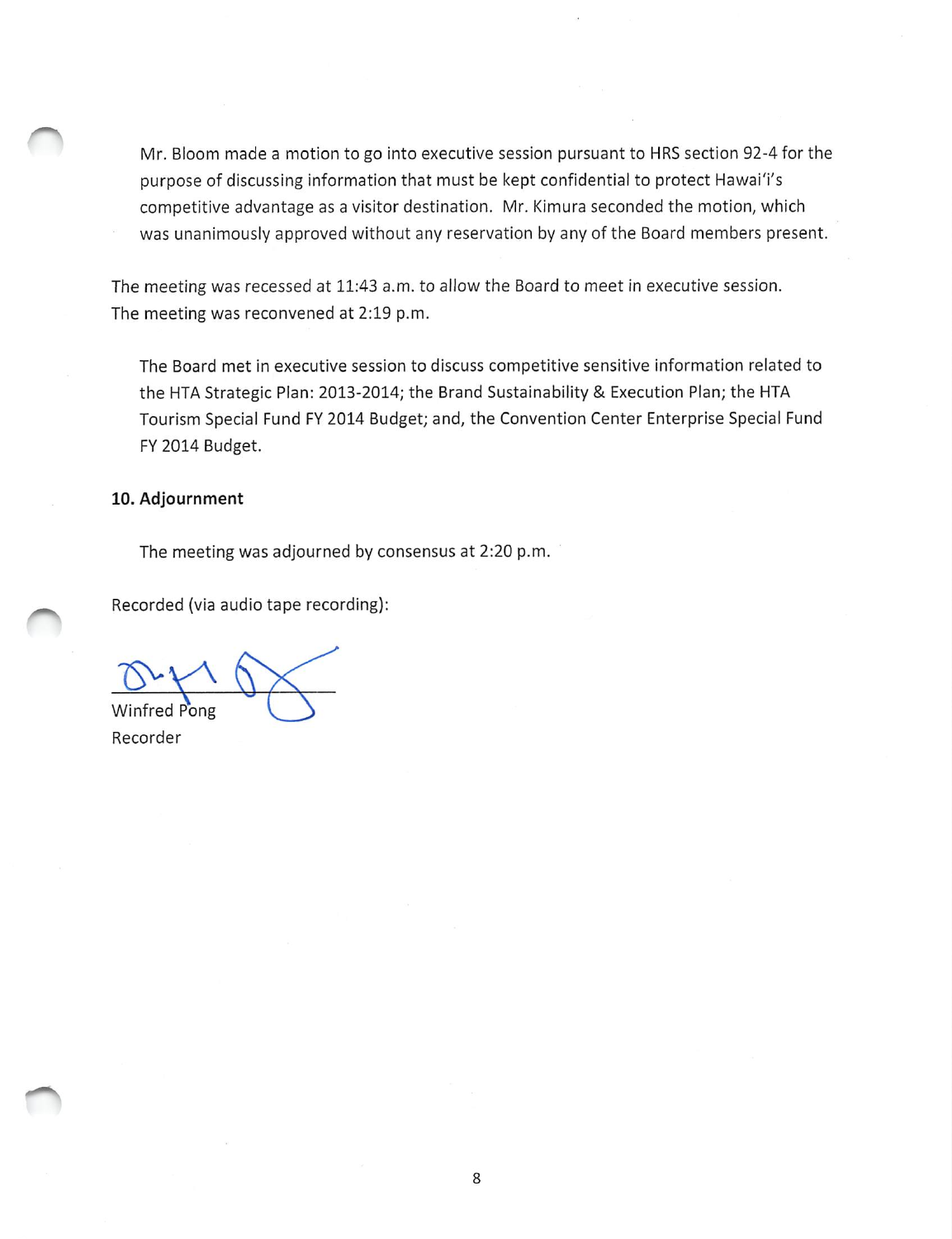Mr. Bloom made a motion to go into executive session pursuant to HRS section 92-4 for the purpose of discussing information that must be kept confidential to protect Hawai'i's competitive advantage as a visitor destination. Mr. Kimura seconded the motion, which was unanimously approved without any reservation by any of the Board members present.

The meeting was recessed at 11:43 a.m. to allow the Board to meet in executive session.
The meeting was reconvened at 2:19 p.m.

The Board met in executive session to discuss competitive sensitive information related to the HTA Strategic Plan: 2013-2014; the Brand Sustainability & Execution Plan; the HTA Tourism Special Fund FY 2014 Budget; and, the Convention Center Enterprise Special Fund FY 2014 Budget.

**10. Adjournment**

The meeting was adjourned by consensus at 2:20 p.m.

Recorded (via audio tape recording):

Winfred Pong
Recorder